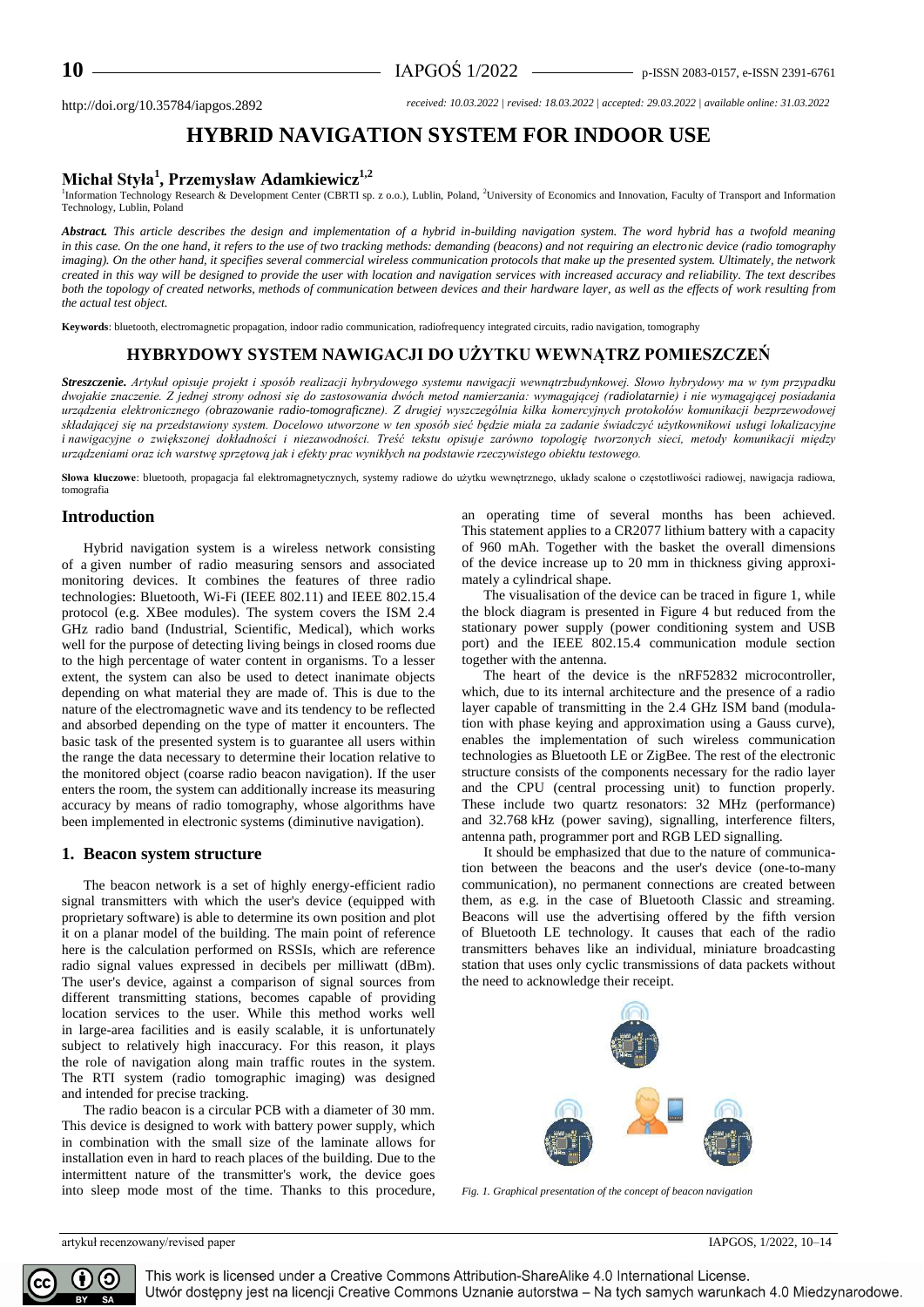http://doi.org/10.35784/iapgos.2892

*received: 10.03.2022 | revised: 18.03.2022 | accepted: 29.03.2022 | available online: 31.03.2022*

# HYBRID NAVIGATION SYSTEM FOR INDOOR USE

**Michał Styła[1], Przemysław Adamkiewicz[1,2]**

[1]Information Technology Research & Development Center (CBRTI sp. z o.o.), Lublin, Poland, [2]University of Economics and Innovation, Faculty of Transport and Information Technology, Lublin, Poland

***Abstract.*** *This article describes the design and implementation of a hybrid in-building navigation system. The word hybrid has a twofold meaning in this case. On the one hand, it refers to the use of two tracking methods: demanding (beacons) and not requiring an electronic device (radio tomography imaging). On the other hand, it specifies several commercial wireless communication protocols that make up the presented system. Ultimately, the network created in this way will be designed to provide the user with location and navigation services with increased accuracy and reliability. The text describes both the topology of created networks, methods of communication between devices and their hardware layer, as well as the effects of work resulting from the actual test object.*

**Keywords**: bluetooth, electromagnetic propagation, indoor radio communication, radiofrequency integrated circuits, radio navigation, tomography

## HYBRYDOWY SYSTEM NAWIGACJI DO UŻYTKU WEWNĄTRZ POMIESZCZEŃ

***Streszczenie.*** *Artykuł opisuje projekt i sposób realizacji hybrydowego systemu nawigacji wewnątrzbudynkowej. Słowo hybrydowy ma w tym przypadku dwojakie znaczenie. Z jednej strony odnosi się do zastosowania dwóch metod namierzania: wymagającej (radiolatarnie) i nie wymagającej posiadania urządzenia elektronicznego (obrazowanie radio-tomograficzne). Z drugiej wyszczególnia kilka komercyjnych protokołów komunikacji bezprzewodowej składającej się na przedstawiony system. Docelowo utworzone w ten sposób sieć będzie miała za zadanie świadczyć użytkownikowi usługi lokalizacyjne i nawigacyjne o zwiększonej dokładności i niezawodności. Treść tekstu opisuje zarówno topologię tworzonych sieci, metody komunikacji między urządzeniami oraz ich warstwę sprzętową jak i efekty prac wynikłych na podstawie rzeczywistego obiektu testowego.*

**Słowa kluczowe**: bluetooth, propagacja fal elektromagnetycznych, systemy radiowe do użytku wewnętrznego, układy scalone o częstotliwości radiowej, nawigacja radiowa, tomografia

## Introduction

Hybrid navigation system is a wireless network consisting of a given number of radio measuring sensors and associated monitoring devices. It combines the features of three radio technologies: Bluetooth, Wi-Fi (IEEE 802.11) and IEEE 802.15.4 protocol (e.g. XBee modules). The system covers the ISM 2.4 GHz radio band (Industrial, Scientific, Medical), which works well for the purpose of detecting living beings in closed rooms due to the high percentage of water content in organisms. To a lesser extent, the system can also be used to detect inanimate objects depending on what material they are made of. This is due to the nature of the electromagnetic wave and its tendency to be reflected and absorbed depending on the type of matter it encounters. The basic task of the presented system is to guarantee all users within the range the data necessary to determine their location relative to the monitored object (coarse radio beacon navigation). If the user enters the room, the system can additionally increase its measuring accuracy by means of radio tomography, whose algorithms have been implemented in electronic systems (diminutive navigation).

## 1. Beacon system structure

The beacon network is a set of highly energy-efficient radio signal transmitters with which the user's device (equipped with proprietary software) is able to determine its own position and plot it on a planar model of the building. The main point of reference here is the calculation performed on RSSIs, which are reference radio signal values expressed in decibels per milliwatt (dBm). The user's device, against a comparison of signal sources from different transmitting stations, becomes capable of providing location services to the user. While this method works well in large-area facilities and is easily scalable, it is unfortunately subject to relatively high inaccuracy. For this reason, it plays the role of navigation along main traffic routes in the system. The RTI system (radio tomographic imaging) was designed and intended for precise tracking.

The radio beacon is a circular PCB with a diameter of 30 mm. This device is designed to work with battery power supply, which in combination with the small size of the laminate allows for installation even in hard to reach places of the building. Due to the intermittent nature of the transmitter's work, the device goes into sleep mode most of the time. Thanks to this procedure, an operating time of several months has been achieved. This statement applies to a CR2077 lithium battery with a capacity of 960 mAh. Together with the basket the overall dimensions of the device increase up to 20 mm in thickness giving approximately a cylindrical shape.

The visualisation of the device can be traced in figure 1, while the block diagram is presented in Figure 4 but reduced from the stationary power supply (power conditioning system and USB port) and the IEEE 802.15.4 communication module section together with the antenna.

The heart of the device is the nRF52832 microcontroller, which, due to its internal architecture and the presence of a radio layer capable of transmitting in the 2.4 GHz ISM band (modulation with phase keying and approximation using a Gauss curve), enables the implementation of such wireless communication technologies as Bluetooth LE or ZigBee. The rest of the electronic structure consists of the components necessary for the radio layer and the CPU (central processing unit) to function properly. These include two quartz resonators: 32 MHz (performance) and 32.768 kHz (power saving), signalling, interference filters, antenna path, programmer port and RGB LED signalling.

It should be emphasized that due to the nature of communication between the beacons and the user's device (one-to-many communication), no permanent connections are created between them, as e.g. in the case of Bluetooth Classic and streaming. Beacons will use the advertising offered by the fifth version of Bluetooth LE technology. It causes that each of the radio transmitters behaves like an individual, miniature broadcasting station that uses only cyclic transmissions of data packets without the need to acknowledge their receipt.

*Fig. 1. Graphical presentation of the concept of beacon navigation*

artykuł recenzowany/revised paper

This work is licensed under a Creative Commons Attribution-ShareAlike 4.0 International License.
Utwór dostępny jest na licencji Creative Commons Uznanie autorstwa – Na tych samych warunkach 4.0 Miedzynarodowe.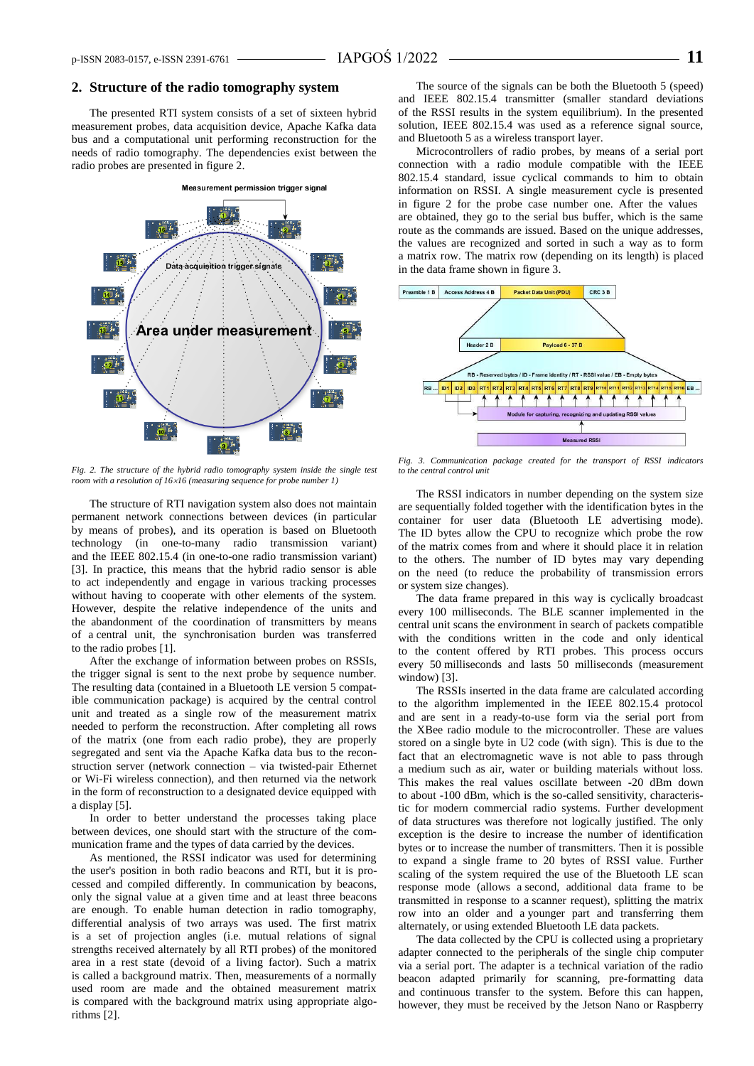## 2. Structure of the radio tomography system

The presented RTI system consists of a set of sixteen hybrid measurement probes, data acquisition device, Apache Kafka data bus and a computational unit performing reconstruction for the needs of radio tomography. The dependencies exist between the radio probes are presented in figure 2.

*Fig. 2. The structure of the hybrid radio tomography system inside the single test room with a resolution of 16×16 (measuring sequence for probe number 1)*

The structure of RTI navigation system also does not maintain permanent network connections between devices (in particular by means of probes), and its operation is based on Bluetooth technology (in one-to-many radio transmission variant) and the IEEE 802.15.4 (in one-to-one radio transmission variant) [3]. In practice, this means that the hybrid radio sensor is able to act independently and engage in various tracking processes without having to cooperate with other elements of the system. However, despite the relative independence of the units and the abandonment of the coordination of transmitters by means of a central unit, the synchronisation burden was transferred to the radio probes [1].

After the exchange of information between probes on RSSIs, the trigger signal is sent to the next probe by sequence number. The resulting data (contained in a Bluetooth LE version 5 compatible communication package) is acquired by the central control unit and treated as a single row of the measurement matrix needed to perform the reconstruction. After completing all rows of the matrix (one from each radio probe), they are properly segregated and sent via the Apache Kafka data bus to the reconstruction server (network connection – via twisted-pair Ethernet or Wi-Fi wireless connection), and then returned via the network in the form of reconstruction to a designated device equipped with a display [5].

In order to better understand the processes taking place between devices, one should start with the structure of the communication frame and the types of data carried by the devices.

As mentioned, the RSSI indicator was used for determining the user's position in both radio beacons and RTI, but it is processed and compiled differently. In communication by beacons, only the signal value at a given time and at least three beacons are enough. To enable human detection in radio tomography, differential analysis of two arrays was used. The first matrix is a set of projection angles (i.e. mutual relations of signal strengths received alternately by all RTI probes) of the monitored area in a rest state (devoid of a living factor). Such a matrix is called a background matrix. Then, measurements of a normally used room are made and the obtained measurement matrix is compared with the background matrix using appropriate algorithms [2].

The source of the signals can be both the Bluetooth 5 (speed) and IEEE 802.15.4 transmitter (smaller standard deviations of the RSSI results in the system equilibrium). In the presented solution, IEEE 802.15.4 was used as a reference signal source, and Bluetooth 5 as a wireless transport layer.

Microcontrollers of radio probes, by means of a serial port connection with a radio module compatible with the IEEE 802.15.4 standard, issue cyclical commands to him to obtain information on RSSI. A single measurement cycle is presented in figure 2 for the probe case number one. After the values are obtained, they go to the serial bus buffer, which is the same route as the commands are issued. Based on the unique addresses, the values are recognized and sorted in such a way as to form a matrix row. The matrix row (depending on its length) is placed in the data frame shown in figure 3.

*Fig. 3. Communication package created for the transport of RSSI indicators to the central control unit*

The RSSI indicators in number depending on the system size are sequentially folded together with the identification bytes in the container for user data (Bluetooth LE advertising mode). The ID bytes allow the CPU to recognize which probe the row of the matrix comes from and where it should place it in relation to the others. The number of ID bytes may vary depending on the need (to reduce the probability of transmission errors or system size changes).

The data frame prepared in this way is cyclically broadcast every 100 milliseconds. The BLE scanner implemented in the central unit scans the environment in search of packets compatible with the conditions written in the code and only identical to the content offered by RTI probes. This process occurs every 50 milliseconds and lasts 50 milliseconds (measurement window) [3].

The RSSIs inserted in the data frame are calculated according to the algorithm implemented in the IEEE 802.15.4 protocol and are sent in a ready-to-use form via the serial port from the XBee radio module to the microcontroller. These are values stored on a single byte in U2 code (with sign). This is due to the fact that an electromagnetic wave is not able to pass through a medium such as air, water or building materials without loss. This makes the real values oscillate between -20 dBm down to about -100 dBm, which is the so-called sensitivity, characteristic for modern commercial radio systems. Further development of data structures was therefore not logically justified. The only exception is the desire to increase the number of identification bytes or to increase the number of transmitters. Then it is possible to expand a single frame to 20 bytes of RSSI value. Further scaling of the system required the use of the Bluetooth LE scan response mode (allows a second, additional data frame to be transmitted in response to a scanner request), splitting the matrix row into an older and a younger part and transferring them alternately, or using extended Bluetooth LE data packets.

The data collected by the CPU is collected using a proprietary adapter connected to the peripherals of the single chip computer via a serial port. The adapter is a technical variation of the radio beacon adapted primarily for scanning, pre-formatting data and continuous transfer to the system. Before this can happen, however, they must be received by the Jetson Nano or Raspberry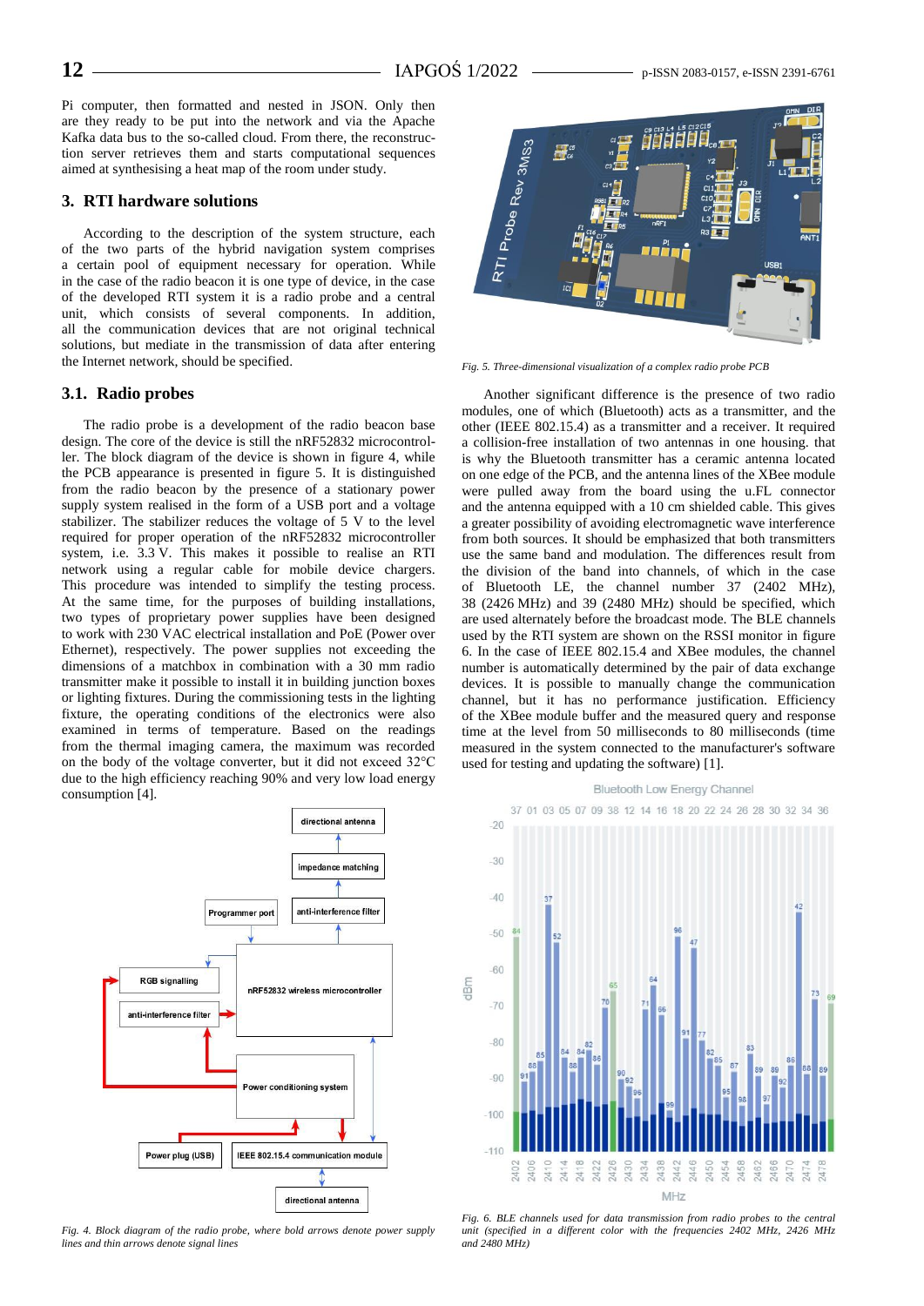Pi computer, then formatted and nested in JSON. Only then are they ready to be put into the network and via the Apache Kafka data bus to the so-called cloud. From there, the reconstruction server retrieves them and starts computational sequences aimed at synthesising a heat map of the room under study.

## 3. RTI hardware solutions

According to the description of the system structure, each of the two parts of the hybrid navigation system comprises a certain pool of equipment necessary for operation. While in the case of the radio beacon it is one type of device, in the case of the developed RTI system it is a radio probe and a central unit, which consists of several components. In addition, all the communication devices that are not original technical solutions, but mediate in the transmission of data after entering the Internet network, should be specified.

### 3.1. Radio probes

The radio probe is a development of the radio beacon base design. The core of the device is still the nRF52832 microcontroller. The block diagram of the device is shown in figure 4, while the PCB appearance is presented in figure 5. It is distinguished from the radio beacon by the presence of a stationary power supply realised in the form of a USB port and a voltage stabilizer. The stabilizer reduces the voltage of 5 V to the level required for proper operation of the nRF52832 microcontroller system, i.e. 3.3 V. This makes it possible to realise an RTI network using a regular cable for mobile device chargers. This procedure was intended to simplify the testing process. At the same time, for the purposes of building installations, two types of proprietary power supplies have been designed to work with 230 VAC electrical installation and PoE (Power over Ethernet), respectively. The power supplies not exceeding the dimensions of a matchbox in combination with a 30 mm radio transmitter make it possible to install it in building junction boxes or lighting fixtures. During the commissioning tests in the lighting fixture, the operating conditions of the electronics were also examined in terms of temperature. Based on the readings from the thermal imaging camera, the maximum was recorded on the body of the voltage converter, but it did not exceed 32°C due to the high efficiency reaching 90% and very low load energy consumption [4].

*Fig. 4. Block diagram of the radio probe, where bold arrows denote power supply lines and thin arrows denote signal lines*

*Fig. 5. Three-dimensional visualization of a complex radio probe PCB*

Another significant difference is the presence of two radio modules, one of which (Bluetooth) acts as a transmitter, and the other (IEEE 802.15.4) as a transmitter and a receiver. It required a collision-free installation of two antennas in one housing. that is why the Bluetooth transmitter has a ceramic antenna located on one edge of the PCB, and the antenna lines of the XBee module were pulled away from the board using the u.FL connector and the antenna equipped with a 10 cm shielded cable. This gives a greater possibility of avoiding electromagnetic wave interference from both sources. It should be emphasized that both transmitters use the same band and modulation. The differences result from the division of the band into channels, of which in the case of Bluetooth LE, the channel number 37 (2402 MHz), 38 (2426 MHz) and 39 (2480 MHz) should be specified, which are used alternately before the broadcast mode. The BLE channels used by the RTI system are shown on the RSSI monitor in figure 6. In the case of IEEE 802.15.4 and XBee modules, the channel number is automatically determined by the pair of data exchange devices. It is possible to manually change the communication channel, but it has no performance justification. Efficiency of the XBee module buffer and the measured query and response time at the level from 50 milliseconds to 80 milliseconds (time measured in the system connected to the manufacturer's software used for testing and updating the software) [1].

*Fig. 6. BLE channels used for data transmission from radio probes to the central unit (specified in a different color with the frequencies 2402 MHz, 2426 MHz and 2480 MHz)*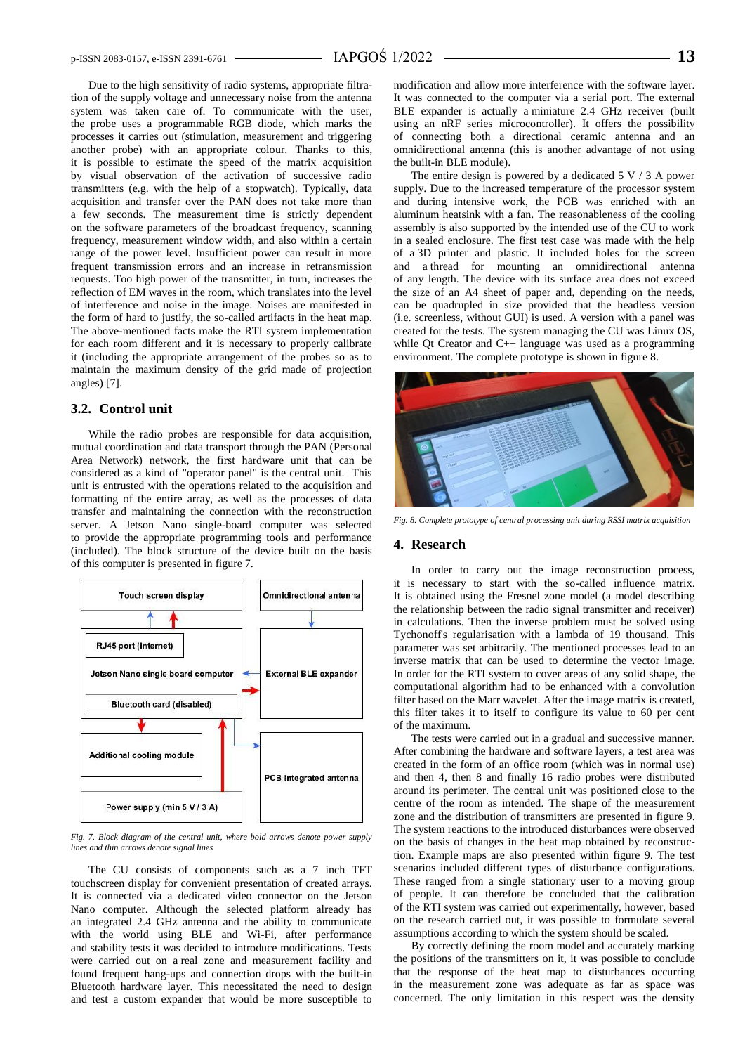Due to the high sensitivity of radio systems, appropriate filtration of the supply voltage and unnecessary noise from the antenna system was taken care of. To communicate with the user, the probe uses a programmable RGB diode, which marks the processes it carries out (stimulation, measurement and triggering another probe) with an appropriate colour. Thanks to this, it is possible to estimate the speed of the matrix acquisition by visual observation of the activation of successive radio transmitters (e.g. with the help of a stopwatch). Typically, data acquisition and transfer over the PAN does not take more than a few seconds. The measurement time is strictly dependent on the software parameters of the broadcast frequency, scanning frequency, measurement window width, and also within a certain range of the power level. Insufficient power can result in more frequent transmission errors and an increase in retransmission requests. Too high power of the transmitter, in turn, increases the reflection of EM waves in the room, which translates into the level of interference and noise in the image. Noises are manifested in the form of hard to justify, the so-called artifacts in the heat map. The above-mentioned facts make the RTI system implementation for each room different and it is necessary to properly calibrate it (including the appropriate arrangement of the probes so as to maintain the maximum density of the grid made of projection angles) [7].

## 3.2. Control unit

While the radio probes are responsible for data acquisition, mutual coordination and data transport through the PAN (Personal Area Network) network, the first hardware unit that can be considered as a kind of "operator panel" is the central unit. This unit is entrusted with the operations related to the acquisition and formatting of the entire array, as well as the processes of data transfer and maintaining the connection with the reconstruction server. A Jetson Nano single-board computer was selected to provide the appropriate programming tools and performance (included). The block structure of the device built on the basis of this computer is presented in figure 7.

*Fig. 7. Block diagram of the central unit, where bold arrows denote power supply lines and thin arrows denote signal lines*

The CU consists of components such as a 7 inch TFT touchscreen display for convenient presentation of created arrays. It is connected via a dedicated video connector on the Jetson Nano computer. Although the selected platform already has an integrated 2.4 GHz antenna and the ability to communicate with the world using BLE and Wi-Fi, after performance and stability tests it was decided to introduce modifications. Tests were carried out on a real zone and measurement facility and found frequent hang-ups and connection drops with the built-in Bluetooth hardware layer. This necessitated the need to design and test a custom expander that would be more susceptible to modification and allow more interference with the software layer. It was connected to the computer via a serial port. The external BLE expander is actually a miniature 2.4 GHz receiver (built using an nRF series microcontroller). It offers the possibility of connecting both a directional ceramic antenna and an omnidirectional antenna (this is another advantage of not using the built-in BLE module).

The entire design is powered by a dedicated 5 V / 3 A power supply. Due to the increased temperature of the processor system and during intensive work, the PCB was enriched with an aluminum heatsink with a fan. The reasonableness of the cooling assembly is also supported by the intended use of the CU to work in a sealed enclosure. The first test case was made with the help of a 3D printer and plastic. It included holes for the screen and a thread for mounting an omnidirectional antenna of any length. The device with its surface area does not exceed the size of an A4 sheet of paper and, depending on the needs, can be quadrupled in size provided that the headless version (i.e. screenless, without GUI) is used. A version with a panel was created for the tests. The system managing the CU was Linux OS, while Qt Creator and C++ language was used as a programming environment. The complete prototype is shown in figure 8.

*Fig. 8. Complete prototype of central processing unit during RSSI matrix acquisition*

# 4. Research

In order to carry out the image reconstruction process, it is necessary to start with the so-called influence matrix. It is obtained using the Fresnel zone model (a model describing the relationship between the radio signal transmitter and receiver) in calculations. Then the inverse problem must be solved using Tychonoff's regularisation with a lambda of 19 thousand. This parameter was set arbitrarily. The mentioned processes lead to an inverse matrix that can be used to determine the vector image. In order for the RTI system to cover areas of any solid shape, the computational algorithm had to be enhanced with a convolution filter based on the Marr wavelet. After the image matrix is created, this filter takes it to itself to configure its value to 60 per cent of the maximum.

The tests were carried out in a gradual and successive manner. After combining the hardware and software layers, a test area was created in the form of an office room (which was in normal use) and then 4, then 8 and finally 16 radio probes were distributed around its perimeter. The central unit was positioned close to the centre of the room as intended. The shape of the measurement zone and the distribution of transmitters are presented in figure 9. The system reactions to the introduced disturbances were observed on the basis of changes in the heat map obtained by reconstruction. Example maps are also presented within figure 9. The test scenarios included different types of disturbance configurations. These ranged from a single stationary user to a moving group of people. It can therefore be concluded that the calibration of the RTI system was carried out experimentally, however, based on the research carried out, it was possible to formulate several assumptions according to which the system should be scaled.

By correctly defining the room model and accurately marking the positions of the transmitters on it, it was possible to conclude that the response of the heat map to disturbances occurring in the measurement zone was adequate as far as space was concerned. The only limitation in this respect was the density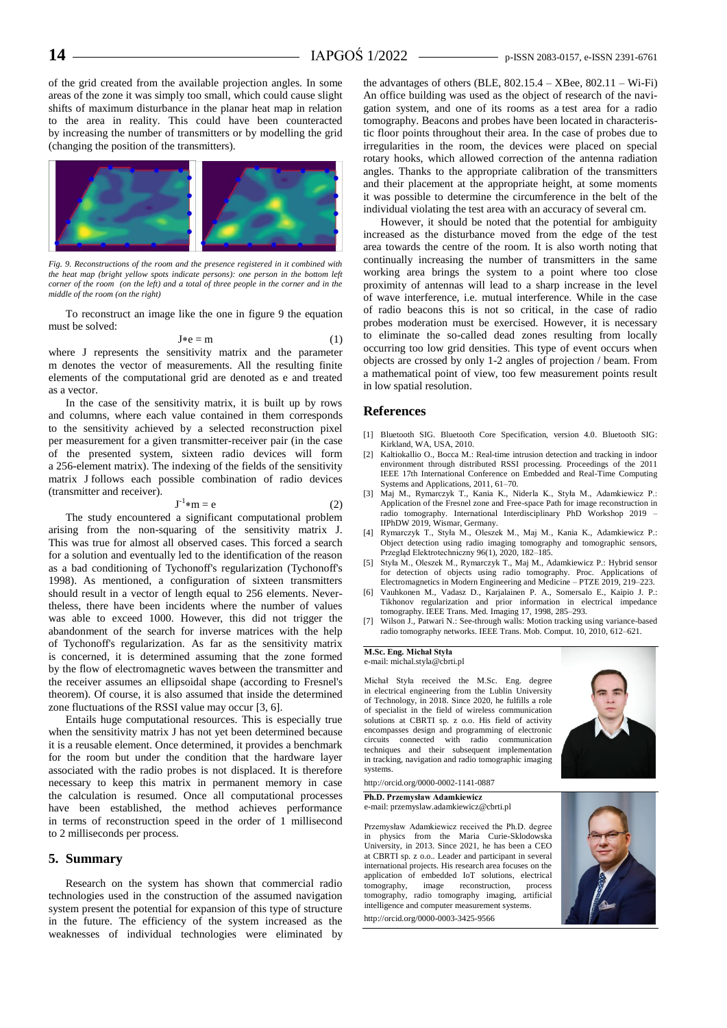of the grid created from the available projection angles. In some areas of the zone it was simply too small, which could cause slight shifts of maximum disturbance in the planar heat map in relation to the area in reality. This could have been counteracted by increasing the number of transmitters or by modelling the grid (changing the position of the transmitters).

*Fig. 9. Reconstructions of the room and the presence registered in it combined with the heat map (bright yellow spots indicate persons): one person in the bottom left corner of the room (on the left) and a total of three people in the corner and in the middle of the room (on the right)*

To reconstruct an image like the one in figure 9 the equation must be solved:

$$J*e = m \quad (1)$$

where J represents the sensitivity matrix and the parameter m denotes the vector of measurements. All the resulting finite elements of the computational grid are denoted as e and treated as a vector.

In the case of the sensitivity matrix, it is built up by rows and columns, where each value contained in them corresponds to the sensitivity achieved by a selected reconstruction pixel per measurement for a given transmitter-receiver pair (in the case of the presented system, sixteen radio devices will form a 256-element matrix). The indexing of the fields of the sensitivity matrix J follows each possible combination of radio devices (transmitter and receiver).

$$J^{-1}*m = e \quad (2)$$

The study encountered a significant computational problem arising from the non-squaring of the sensitivity matrix J. This was true for almost all observed cases. This forced a search for a solution and eventually led to the identification of the reason as a bad conditioning of Tychonoff's regularization (Tychonoff's 1998). As mentioned, a configuration of sixteen transmitters should result in a vector of length equal to 256 elements. Nevertheless, there have been incidents where the number of values was able to exceed 1000. However, this did not trigger the abandonment of the search for inverse matrices with the help of Tychonoff's regularization. As far as the sensitivity matrix is concerned, it is determined assuming that the zone formed by the flow of electromagnetic waves between the transmitter and the receiver assumes an ellipsoidal shape (according to Fresnel's theorem). Of course, it is also assumed that inside the determined zone fluctuations of the RSSI value may occur [3, 6].

Entails huge computational resources. This is especially true when the sensitivity matrix J has not yet been determined because it is a reusable element. Once determined, it provides a benchmark for the room but under the condition that the hardware layer associated with the radio probes is not displaced. It is therefore necessary to keep this matrix in permanent memory in case the calculation is resumed. Once all computational processes have been established, the method achieves performance in terms of reconstruction speed in the order of 1 millisecond to 2 milliseconds per process.

## 5. Summary

Research on the system has shown that commercial radio technologies used in the construction of the assumed navigation system present the potential for expansion of this type of structure in the future. The efficiency of the system increased as the weaknesses of individual technologies were eliminated by the advantages of others (BLE, 802.15.4 – XBee, 802.11 – Wi-Fi) An office building was used as the object of research of the navigation system, and one of its rooms as a test area for a radio tomography. Beacons and probes have been located in characteristic floor points throughout their area. In the case of probes due to irregularities in the room, the devices were placed on special rotary hooks, which allowed correction of the antenna radiation angles. Thanks to the appropriate calibration of the transmitters and their placement at the appropriate height, at some moments it was possible to determine the circumference in the belt of the individual violating the test area with an accuracy of several cm.

However, it should be noted that the potential for ambiguity increased as the disturbance moved from the edge of the test area towards the centre of the room. It is also worth noting that continually increasing the number of transmitters in the same working area brings the system to a point where too close proximity of antennas will lead to a sharp increase in the level of wave interference, i.e. mutual interference. While in the case of radio beacons this is not so critical, in the case of radio probes moderation must be exercised. However, it is necessary to eliminate the so-called dead zones resulting from locally occurring too low grid densities. This type of event occurs when objects are crossed by only 1-2 angles of projection / beam. From a mathematical point of view, too few measurement points result in low spatial resolution.

## References

[1] Bluetooth SIG. Bluetooth Core Specification, version 4.0. Bluetooth SIG: Kirkland, WA, USA, 2010.

[2] Kaltiokallio O., Bocca M.: Real-time intrusion detection and tracking in indoor environment through distributed RSSI processing. Proceedings of the 2011 IEEE 17th International Conference on Embedded and Real-Time Computing Systems and Applications, 2011, 61–70.

[3] Maj M., Rymarczyk T., Kania K., Niderla K., Styła M., Adamkiewicz P.: Application of the Fresnel zone and Free-space Path for image reconstruction in radio tomography. International Interdisciplinary PhD Workshop 2019 – IIPhDW 2019, Wismar, Germany.

[4] Rymarczyk T., Styła M., Oleszek M., Maj M., Kania K., Adamkiewicz P.: Object detection using radio imaging tomography and tomographic sensors, Przegląd Elektrotechniczny 96(1), 2020, 182–185.

[5] Styła M., Oleszek M., Rymarczyk T., Maj M., Adamkiewicz P.: Hybrid sensor for detection of objects using radio tomography. Proc. Applications of Electromagnetics in Modern Engineering and Medicine – PTZE 2019, 219–223.

[6] Vauhkonen M., Vadasz D., Karjalainen P. A., Somersalo E., Kaipio J. P.: Tikhonov regularization and prior information in electrical impedance tomography. IEEE Trans. Med. Imaging 17, 1998, 285–293.

[7] Wilson J., Patwari N.: See-through walls: Motion tracking using variance-based radio tomography networks. IEEE Trans. Mob. Comput. 10, 2010, 612–621.

**M.Sc. Eng. Michał Styła**
e-mail: michal.styla@cbrti.pl

Michał Styła received the M.Sc. Eng. degree in electrical engineering from the Lublin University of Technology, in 2018. Since 2020, he fulfills a role of specialist in the field of wireless communication solutions at CBRTI sp. z o.o. His field of activity encompasses design and programming of electronic circuits connected with radio communication techniques and their subsequent implementation in tracking, navigation and radio tomographic imaging systems.

http://orcid.org/0000-0002-1141-0887

**Ph.D. Przemysław Adamkiewicz**
e-mail: przemyslaw.adamkiewicz@cbrti.pl

Przemysław Adamkiewicz received the Ph.D. degree in physics from the Maria Curie-Sklodowska University, in 2013. Since 2021, he has been a CEO at CBRTI sp. z o.o.. Leader and participant in several international projects. His research area focuses on the application of embedded IoT solutions, electrical tomography, image reconstruction, process tomography, radio tomography imaging, artificial intelligence and computer measurement systems.

http://orcid.org/0000-0003-3425-9566